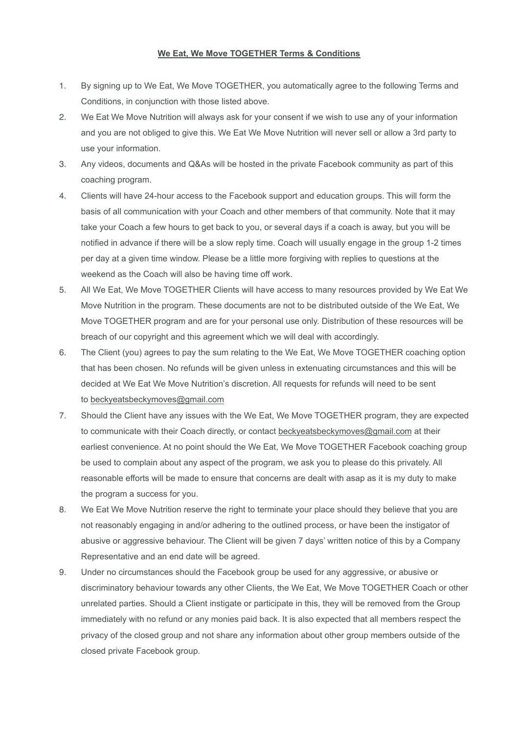**We Eat, We Move TOGETHER Terms & Conditions**

1. By signing up to We Eat, We Move TOGETHER, you automatically agree to the following Terms and Conditions, in conjunction with those listed above.
2. We Eat We Move Nutrition will always ask for your consent if we wish to use any of your information and you are not obliged to give this. We Eat We Move Nutrition will never sell or allow a 3rd party to use your information.
3. Any videos, documents and Q&As will be hosted in the private Facebook community as part of this coaching program.
4. Clients will have 24-hour access to the Facebook support and education groups. This will form the basis of all communication with your Coach and other members of that community. Note that it may take your Coach a few hours to get back to you, or several days if a coach is away, but you will be notified in advance if there will be a slow reply time. Coach will usually engage in the group 1-2 times per day at a given time window. Please be a little more forgiving with replies to questions at the weekend as the Coach will also be having time off work.
5. All We Eat, We Move TOGETHER Clients will have access to many resources provided by We Eat We Move Nutrition in the program. These documents are not to be distributed outside of the We Eat, We Move TOGETHER program and are for your personal use only. Distribution of these resources will be breach of our copyright and this agreement which we will deal with accordingly.
6. The Client (you) agrees to pay the sum relating to the We Eat, We Move TOGETHER coaching option that has been chosen. No refunds will be given unless in extenuating circumstances and this will be decided at We Eat We Move Nutrition's discretion. All requests for refunds will need to be sent to beckyeatsbeckymoves@gmail.com
7. Should the Client have any issues with the We Eat, We Move TOGETHER program, they are expected to communicate with their Coach directly, or contact beckyeatsbeckymoves@gmail.com at their earliest convenience. At no point should the We Eat, We Move TOGETHER Facebook coaching group be used to complain about any aspect of the program, we ask you to please do this privately. All reasonable efforts will be made to ensure that concerns are dealt with asap as it is my duty to make the program a success for you.
8. We Eat We Move Nutrition reserve the right to terminate your place should they believe that you are not reasonably engaging in and/or adhering to the outlined process, or have been the instigator of abusive or aggressive behaviour. The Client will be given 7 days' written notice of this by a Company Representative and an end date will be agreed.
9. Under no circumstances should the Facebook group be used for any aggressive, or abusive or discriminatory behaviour towards any other Clients, the We Eat, We Move TOGETHER Coach or other unrelated parties. Should a Client instigate or participate in this, they will be removed from the Group immediately with no refund or any monies paid back. It is also expected that all members respect the privacy of the closed group and not share any information about other group members outside of the closed private Facebook group.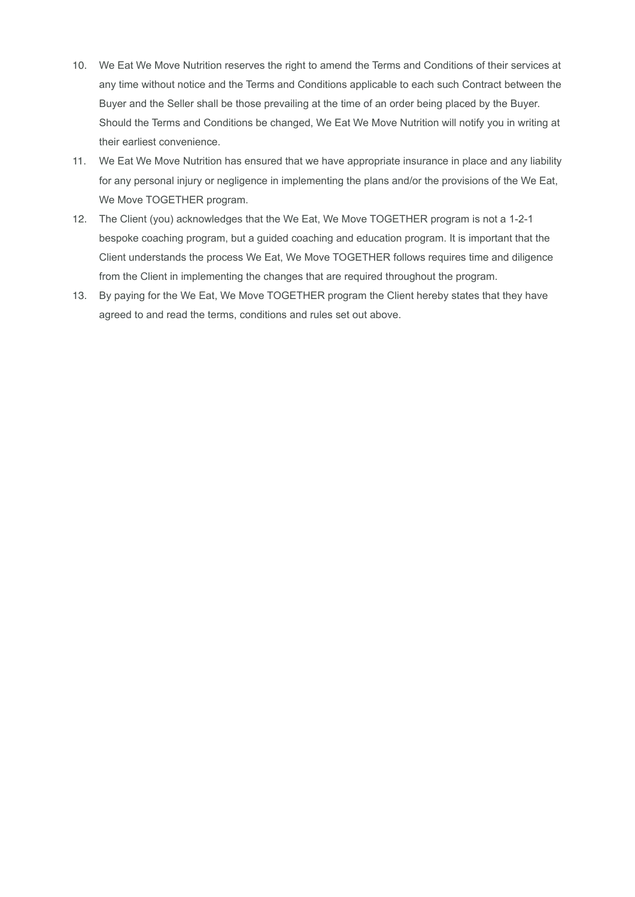10. We Eat We Move Nutrition reserves the right to amend the Terms and Conditions of their services at any time without notice and the Terms and Conditions applicable to each such Contract between the Buyer and the Seller shall be those prevailing at the time of an order being placed by the Buyer. Should the Terms and Conditions be changed, We Eat We Move Nutrition will notify you in writing at their earliest convenience.
11. We Eat We Move Nutrition has ensured that we have appropriate insurance in place and any liability for any personal injury or negligence in implementing the plans and/or the provisions of the We Eat, We Move TOGETHER program.
12. The Client (you) acknowledges that the We Eat, We Move TOGETHER program is not a 1-2-1 bespoke coaching program, but a guided coaching and education program. It is important that the Client understands the process We Eat, We Move TOGETHER follows requires time and diligence from the Client in implementing the changes that are required throughout the program.
13. By paying for the We Eat, We Move TOGETHER program the Client hereby states that they have agreed to and read the terms, conditions and rules set out above.